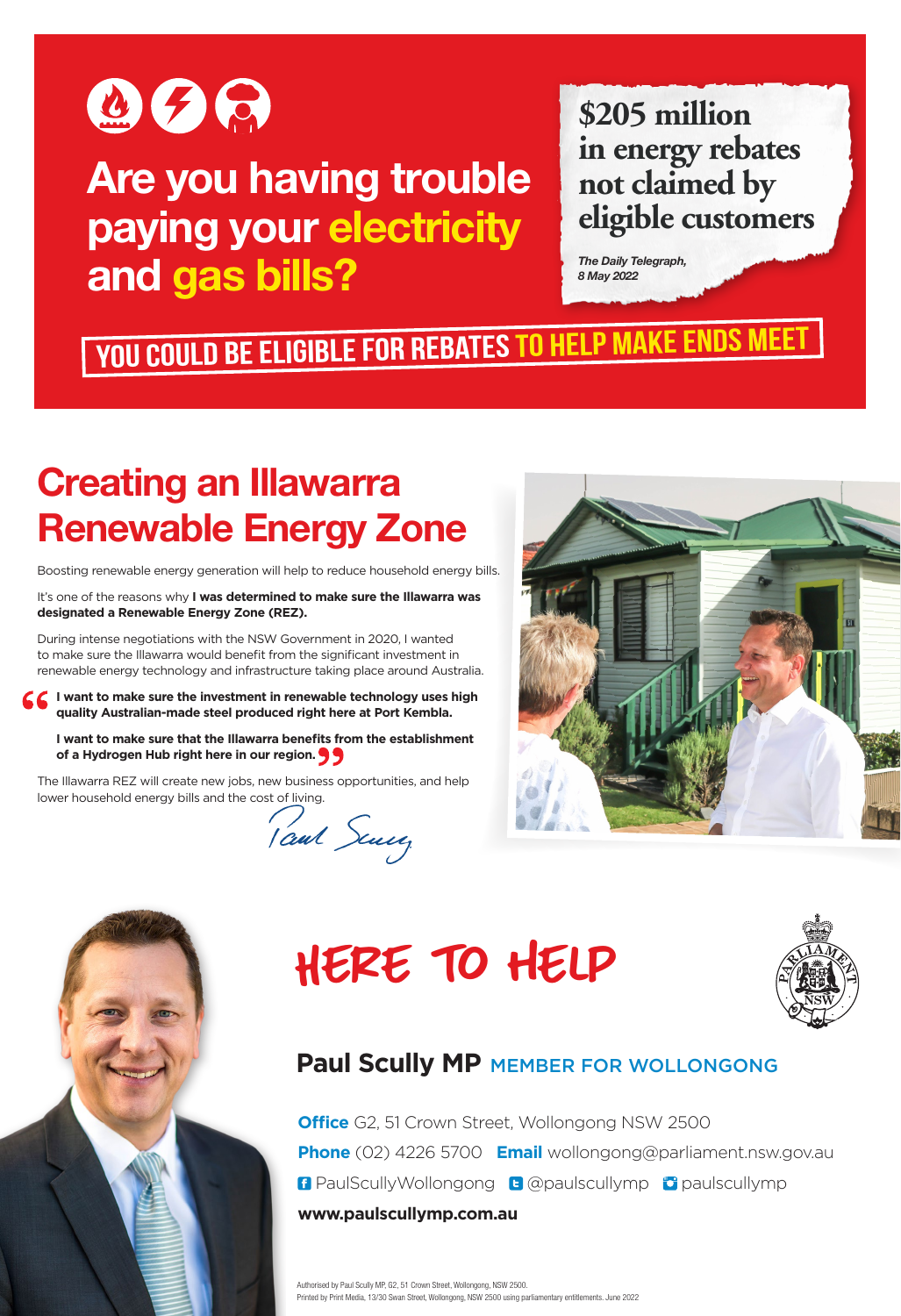# Are you having trouble paying your electricity and gas bills?

**$205 million in energy rebates not claimed by eligible customers**

*The Daily Telegraph, 8 May 2022*

**YOU COULD BE ELIGIBLE FOR REBATES TO HELP MAKE ENDS MEET**

## Creating an Illawarra Renewable Energy Zone

Boosting renewable energy generation will help to reduce household energy bills.

It's one of the reasons why **I was determined to make sure the Illawarra was designated a Renewable Energy Zone (REZ).**

During intense negotiations with the NSW Government in 2020, I wanted to make sure the Illawarra would benefit from the significant investment in renewable energy technology and infrastructure taking place around Australia.

> **I want to make sure the investment in renewable technology uses high quality Australian-made steel produced right here at Port Kembla.**
>
> **I want to make sure that the Illawarra benefits from the establishment of a Hydrogen Hub right here in our region.**

The Illawarra REZ will create new jobs, new business opportunities, and help lower household energy bills and the cost of living.

Paul Scully

## HERE TO HELP

**Paul Scully MP** MEMBER FOR WOLLONGONG

**Office** G2, 51 Crown Street, Wollongong NSW 2500

**Phone** (02) 4226 5700 **Email** wollongong@parliament.nsw.gov.au

PaulScullyWollongong @paulscullymp paulscullymp

**www.paulscullymp.com.au**

Authorised by Paul Scully MP, G2, 51 Crown Street, Wollongong, NSW 2500.
Printed by Print Media, 13/30 Swan Street, Wollongong, NSW 2500 using parliamentary entitlements. June 2022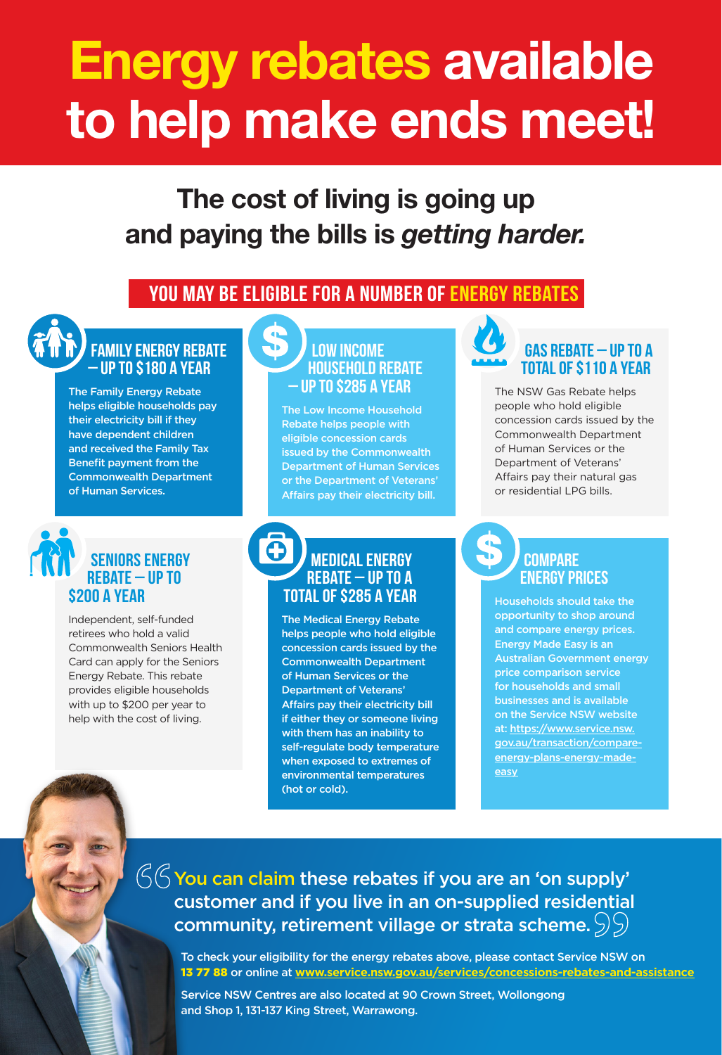# Energy rebates available to help make ends meet!

## The cost of living is going up and paying the bills is *getting harder.*

### YOU MAY BE ELIGIBLE FOR A NUMBER OF ENERGY REBATES

### FAMILY ENERGY REBATE – UP TO $180 A YEAR

The Family Energy Rebate helps eligible households pay their electricity bill if they have dependent children and received the Family Tax Benefit payment from the Commonwealth Department of Human Services.

### LOW INCOME HOUSEHOLD REBATE – UP TO $285 A YEAR

The Low Income Household Rebate helps people with eligible concession cards issued by the Commonwealth Department of Human Services or the Department of Veterans' Affairs pay their electricity bill.

### GAS REBATE – UP TO A TOTAL OF $110 A YEAR

The NSW Gas Rebate helps people who hold eligible concession cards issued by the Commonwealth Department of Human Services or the Department of Veterans' Affairs pay their natural gas or residential LPG bills.

### SENIORS ENERGY REBATE – UP TO $200 A YEAR

Independent, self-funded retirees who hold a valid Commonwealth Seniors Health Card can apply for the Seniors Energy Rebate. This rebate provides eligible households with up to $200 per year to help with the cost of living.

### MEDICAL ENERGY REBATE – UP TO A TOTAL OF $285 A YEAR

The Medical Energy Rebate helps people who hold eligible concession cards issued by the Commonwealth Department of Human Services or the Department of Veterans' Affairs pay their electricity bill if either they or someone living with them has an inability to self-regulate body temperature when exposed to extremes of environmental temperatures (hot or cold).

### COMPARE ENERGY PRICES

Households should take the opportunity to shop around and compare energy prices. Energy Made Easy is an Australian Government energy price comparison service for households and small businesses and is available on the Service NSW website at: https://www.service.nsw.gov.au/transaction/compare-energy-plans-energy-made-easy

"You can claim these rebates if you are an 'on supply' customer and if you live in an on-supplied residential community, retirement village or strata scheme."

To check your eligibility for the energy rebates above, please contact Service NSW on **13 77 88** or online at www.service.nsw.gov.au/services/concessions-rebates-and-assistance

Service NSW Centres are also located at 90 Crown Street, Wollongong and Shop 1, 131-137 King Street, Warrawong.